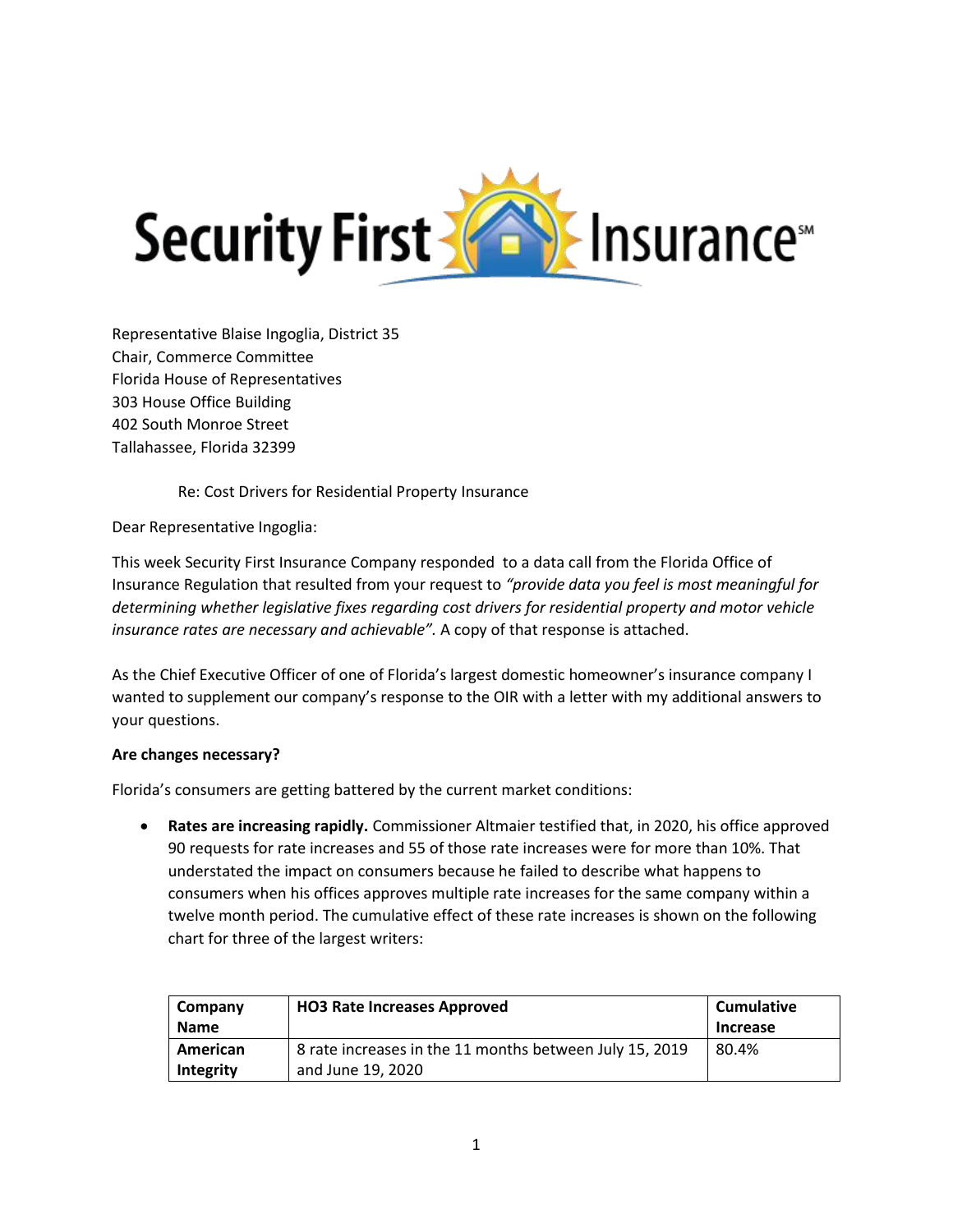Security First Insurance℠

Representative Blaise Ingoglia, District 35
Chair, Commerce Committee
Florida House of Representatives
303 House Office Building
402 South Monroe Street
Tallahassee, Florida 32399

Re: Cost Drivers for Residential Property Insurance

Dear Representative Ingoglia:

This week Security First Insurance Company responded to a data call from the Florida Office of Insurance Regulation that resulted from your request to *"provide data you feel is most meaningful for determining whether legislative fixes regarding cost drivers for residential property and motor vehicle insurance rates are necessary and achievable".* A copy of that response is attached.

As the Chief Executive Officer of one of Florida's largest domestic homeowner's insurance company I wanted to supplement our company's response to the OIR with a letter with my additional answers to your questions.

**Are changes necessary?**

Florida's consumers are getting battered by the current market conditions:

- **Rates are increasing rapidly.** Commissioner Altmaier testified that, in 2020, his office approved 90 requests for rate increases and 55 of those rate increases were for more than 10%. That understated the impact on consumers because he failed to describe what happens to consumers when his offices approves multiple rate increases for the same company within a twelve month period. The cumulative effect of these rate increases is shown on the following chart for three of the largest writers:

| Company Name | HO3 Rate Increases Approved | Cumulative Increase |
| --- | --- | --- |
| American Integrity | 8 rate increases in the 11 months between July 15, 2019 and June 19, 2020 | 80.4% |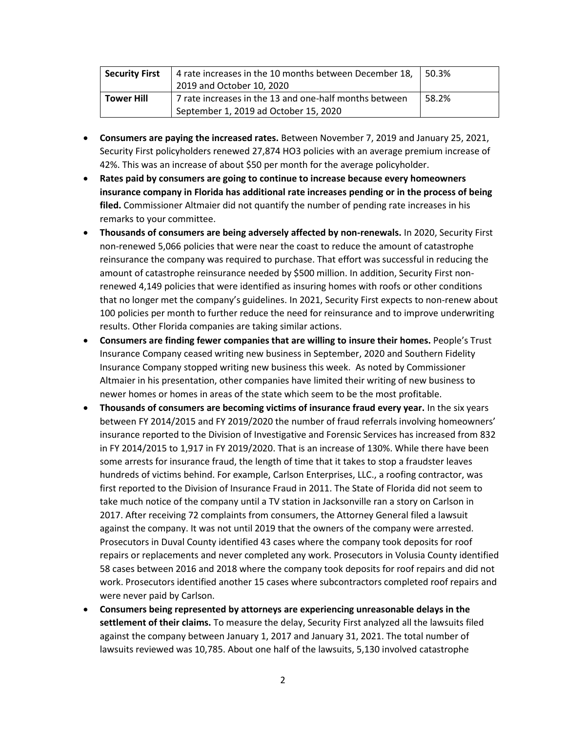| Security First | 4 rate increases in the 10 months between December 18, 2019 and October 10, 2020 | 50.3% |
|---|---|---|
| Tower Hill | 7 rate increases in the 13 and one-half months between September 1, 2019 ad October 15, 2020 | 58.2% |

- **Consumers are paying the increased rates.** Between November 7, 2019 and January 25, 2021, Security First policyholders renewed 27,874 HO3 policies with an average premium increase of 42%. This was an increase of about $50 per month for the average policyholder.
- **Rates paid by consumers are going to continue to increase because every homeowners insurance company in Florida has additional rate increases pending or in the process of being filed.** Commissioner Altmaier did not quantify the number of pending rate increases in his remarks to your committee.
- **Thousands of consumers are being adversely affected by non-renewals.** In 2020, Security First non-renewed 5,066 policies that were near the coast to reduce the amount of catastrophe reinsurance the company was required to purchase. That effort was successful in reducing the amount of catastrophe reinsurance needed by $500 million. In addition, Security First non-renewed 4,149 policies that were identified as insuring homes with roofs or other conditions that no longer met the company's guidelines. In 2021, Security First expects to non-renew about 100 policies per month to further reduce the need for reinsurance and to improve underwriting results. Other Florida companies are taking similar actions.
- **Consumers are finding fewer companies that are willing to insure their homes.** People's Trust Insurance Company ceased writing new business in September, 2020 and Southern Fidelity Insurance Company stopped writing new business this week. As noted by Commissioner Altmaier in his presentation, other companies have limited their writing of new business to newer homes or homes in areas of the state which seem to be the most profitable.
- **Thousands of consumers are becoming victims of insurance fraud every year.** In the six years between FY 2014/2015 and FY 2019/2020 the number of fraud referrals involving homeowners' insurance reported to the Division of Investigative and Forensic Services has increased from 832 in FY 2014/2015 to 1,917 in FY 2019/2020. That is an increase of 130%. While there have been some arrests for insurance fraud, the length of time that it takes to stop a fraudster leaves hundreds of victims behind. For example, Carlson Enterprises, LLC., a roofing contractor, was first reported to the Division of Insurance Fraud in 2011. The State of Florida did not seem to take much notice of the company until a TV station in Jacksonville ran a story on Carlson in 2017. After receiving 72 complaints from consumers, the Attorney General filed a lawsuit against the company. It was not until 2019 that the owners of the company were arrested. Prosecutors in Duval County identified 43 cases where the company took deposits for roof repairs or replacements and never completed any work. Prosecutors in Volusia County identified 58 cases between 2016 and 2018 where the company took deposits for roof repairs and did not work. Prosecutors identified another 15 cases where subcontractors completed roof repairs and were never paid by Carlson.
- **Consumers being represented by attorneys are experiencing unreasonable delays in the settlement of their claims.** To measure the delay, Security First analyzed all the lawsuits filed against the company between January 1, 2017 and January 31, 2021. The total number of lawsuits reviewed was 10,785. About one half of the lawsuits, 5,130 involved catastrophe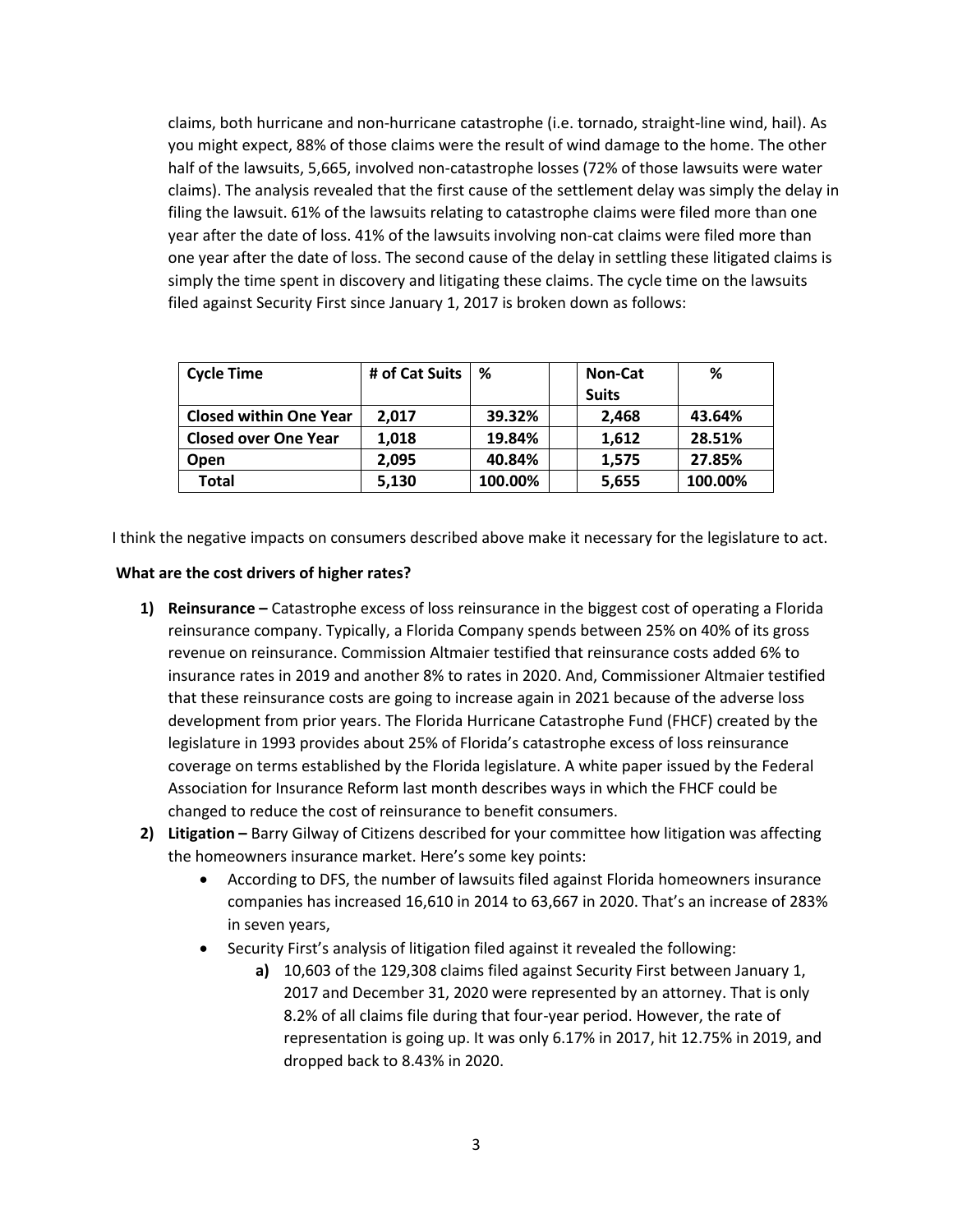claims, both hurricane and non-hurricane catastrophe (i.e. tornado, straight-line wind, hail). As you might expect, 88% of those claims were the result of wind damage to the home. The other half of the lawsuits, 5,665, involved non-catastrophe losses (72% of those lawsuits were water claims). The analysis revealed that the first cause of the settlement delay was simply the delay in filing the lawsuit. 61% of the lawsuits relating to catastrophe claims were filed more than one year after the date of loss. 41% of the lawsuits involving non-cat claims were filed more than one year after the date of loss. The second cause of the delay in settling these litigated claims is simply the time spent in discovery and litigating these claims. The cycle time on the lawsuits filed against Security First since January 1, 2017 is broken down as follows:

| Cycle Time | # of Cat Suits | % | | Non-Cat Suits | % |
|---|---|---|---|---|---|
| **Closed within One Year** | 2,017 | 39.32% | | 2,468 | 43.64% |
| **Closed over One Year** | 1,018 | 19.84% | | 1,612 | 28.51% |
| **Open** | 2,095 | 40.84% | | 1,575 | 27.85% |
| **Total** | 5,130 | 100.00% | | 5,655 | 100.00% |

I think the negative impacts on consumers described above make it necessary for the legislature to act.

**What are the cost drivers of higher rates?**

1) **Reinsurance –** Catastrophe excess of loss reinsurance in the biggest cost of operating a Florida reinsurance company. Typically, a Florida Company spends between 25% on 40% of its gross revenue on reinsurance. Commission Altmaier testified that reinsurance costs added 6% to insurance rates in 2019 and another 8% to rates in 2020. And, Commissioner Altmaier testified that these reinsurance costs are going to increase again in 2021 because of the adverse loss development from prior years. The Florida Hurricane Catastrophe Fund (FHCF) created by the legislature in 1993 provides about 25% of Florida's catastrophe excess of loss reinsurance coverage on terms established by the Florida legislature. A white paper issued by the Federal Association for Insurance Reform last month describes ways in which the FHCF could be changed to reduce the cost of reinsurance to benefit consumers.
2) **Litigation –** Barry Gilway of Citizens described for your committee how litigation was affecting the homeowners insurance market. Here's some key points:
   - According to DFS, the number of lawsuits filed against Florida homeowners insurance companies has increased 16,610 in 2014 to 63,667 in 2020. That's an increase of 283% in seven years,
   - Security First's analysis of litigation filed against it revealed the following:
     - **a)** 10,603 of the 129,308 claims filed against Security First between January 1, 2017 and December 31, 2020 were represented by an attorney. That is only 8.2% of all claims file during that four-year period. However, the rate of representation is going up. It was only 6.17% in 2017, hit 12.75% in 2019, and dropped back to 8.43% in 2020.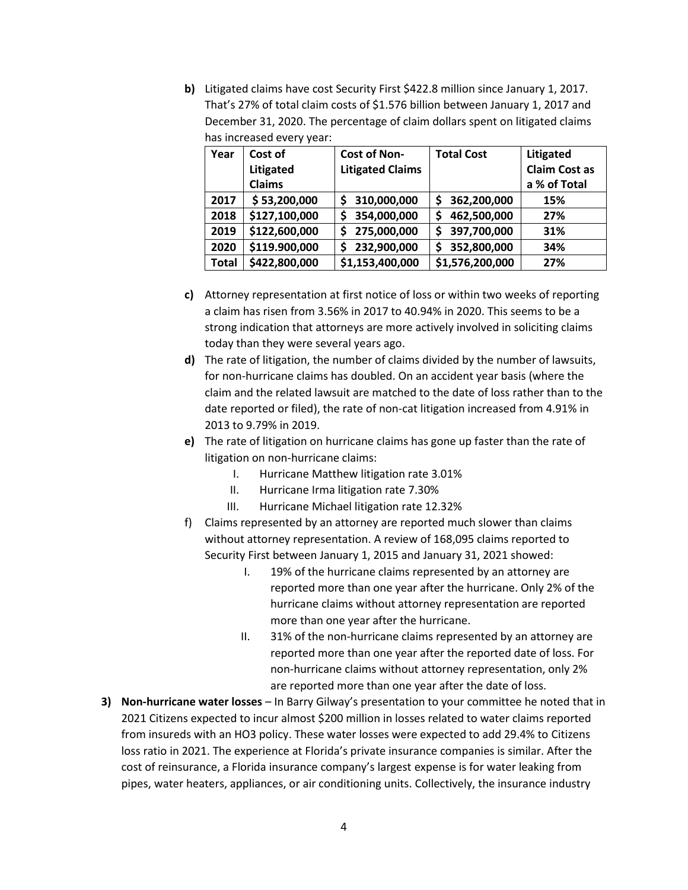**b)** Litigated claims have cost Security First $422.8 million since January 1, 2017. That's 27% of total claim costs of $1.576 billion between January 1, 2017 and December 31, 2020. The percentage of claim dollars spent on litigated claims has increased every year:

| Year | Cost of Litigated Claims | Cost of Non-Litigated Claims | Total Cost | Litigated Claim Cost as a % of Total |
|---|---|---|---|---|
| **2017** | $ 53,200,000 | $ 310,000,000 | $ 362,200,000 | 15% |
| **2018** | $127,100,000 | $ 354,000,000 | $ 462,500,000 | 27% |
| **2019** | $122,600,000 | $ 275,000,000 | $ 397,700,000 | 31% |
| **2020** | $119.900,000 | $ 232,900,000 | $ 352,800,000 | 34% |
| **Total** | $422,800,000 | $1,153,400,000 | $1,576,200,000 | 27% |

**c)** Attorney representation at first notice of loss or within two weeks of reporting a claim has risen from 3.56% in 2017 to 40.94% in 2020. This seems to be a strong indication that attorneys are more actively involved in soliciting claims today than they were several years ago.

**d)** The rate of litigation, the number of claims divided by the number of lawsuits, for non-hurricane claims has doubled. On an accident year basis (where the claim and the related lawsuit are matched to the date of loss rather than to the date reported or filed), the rate of non-cat litigation increased from 4.91% in 2013 to 9.79% in 2019.

**e)** The rate of litigation on hurricane claims has gone up faster than the rate of litigation on non-hurricane claims:

I. Hurricane Matthew litigation rate 3.01%
II. Hurricane Irma litigation rate 7.30%
III. Hurricane Michael litigation rate 12.32%

f) Claims represented by an attorney are reported much slower than claims without attorney representation. A review of 168,095 claims reported to Security First between January 1, 2015 and January 31, 2021 showed:

I. 19% of the hurricane claims represented by an attorney are reported more than one year after the hurricane. Only 2% of the hurricane claims without attorney representation are reported more than one year after the hurricane.
II. 31% of the non-hurricane claims represented by an attorney are reported more than one year after the reported date of loss. For non-hurricane claims without attorney representation, only 2% are reported more than one year after the date of loss.

**3) Non-hurricane water losses** – In Barry Gilway's presentation to your committee he noted that in 2021 Citizens expected to incur almost $200 million in losses related to water claims reported from insureds with an HO3 policy. These water losses were expected to add 29.4% to Citizens loss ratio in 2021. The experience at Florida's private insurance companies is similar. After the cost of reinsurance, a Florida insurance company's largest expense is for water leaking from pipes, water heaters, appliances, or air conditioning units. Collectively, the insurance industry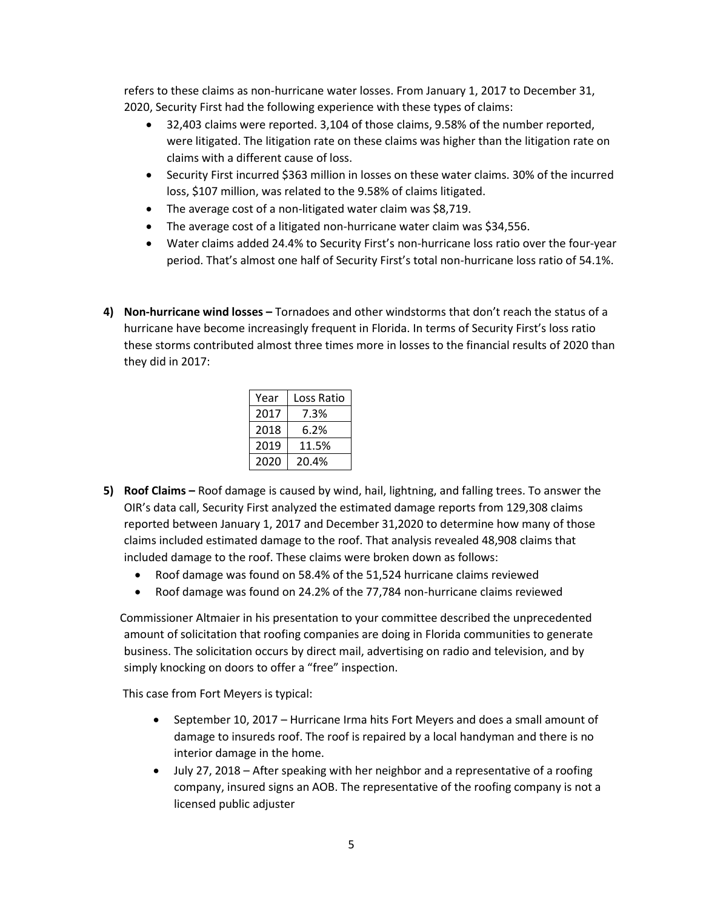refers to these claims as non-hurricane water losses. From January 1, 2017 to December 31, 2020, Security First had the following experience with these types of claims:

- 32,403 claims were reported. 3,104 of those claims, 9.58% of the number reported, were litigated. The litigation rate on these claims was higher than the litigation rate on claims with a different cause of loss.
- Security First incurred $363 million in losses on these water claims. 30% of the incurred loss, $107 million, was related to the 9.58% of claims litigated.
- The average cost of a non-litigated water claim was $8,719.
- The average cost of a litigated non-hurricane water claim was $34,556.
- Water claims added 24.4% to Security First's non-hurricane loss ratio over the four-year period. That's almost one half of Security First's total non-hurricane loss ratio of 54.1%.

4) **Non-hurricane wind losses –** Tornadoes and other windstorms that don't reach the status of a hurricane have become increasingly frequent in Florida. In terms of Security First's loss ratio these storms contributed almost three times more in losses to the financial results of 2020 than they did in 2017:

| Year | Loss Ratio |
|---|---|
| 2017 | 7.3% |
| 2018 | 6.2% |
| 2019 | 11.5% |
| 2020 | 20.4% |

5) **Roof Claims –** Roof damage is caused by wind, hail, lightning, and falling trees. To answer the OIR's data call, Security First analyzed the estimated damage reports from 129,308 claims reported between January 1, 2017 and December 31,2020 to determine how many of those claims included estimated damage to the roof. That analysis revealed 48,908 claims that included damage to the roof. These claims were broken down as follows:

- Roof damage was found on 58.4% of the 51,524 hurricane claims reviewed
- Roof damage was found on 24.2% of the 77,784 non-hurricane claims reviewed

Commissioner Altmaier in his presentation to your committee described the unprecedented amount of solicitation that roofing companies are doing in Florida communities to generate business. The solicitation occurs by direct mail, advertising on radio and television, and by simply knocking on doors to offer a "free" inspection.

This case from Fort Meyers is typical:

- September 10, 2017 – Hurricane Irma hits Fort Meyers and does a small amount of damage to insureds roof. The roof is repaired by a local handyman and there is no interior damage in the home.
- July 27, 2018 – After speaking with her neighbor and a representative of a roofing company, insured signs an AOB. The representative of the roofing company is not a licensed public adjuster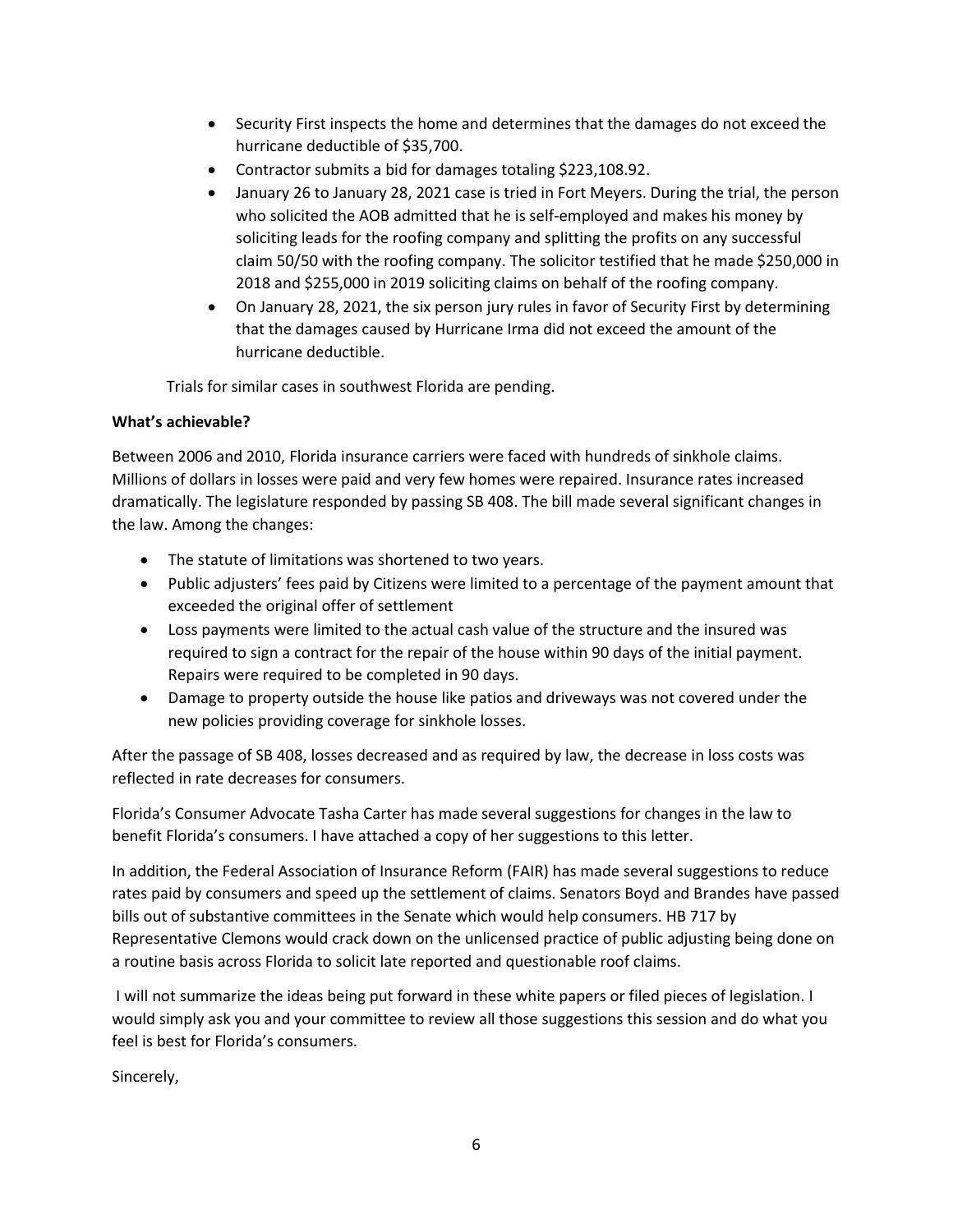- Security First inspects the home and determines that the damages do not exceed the hurricane deductible of $35,700.
- Contractor submits a bid for damages totaling $223,108.92.
- January 26 to January 28, 2021 case is tried in Fort Meyers. During the trial, the person who solicited the AOB admitted that he is self-employed and makes his money by soliciting leads for the roofing company and splitting the profits on any successful claim 50/50 with the roofing company. The solicitor testified that he made $250,000 in 2018 and $255,000 in 2019 soliciting claims on behalf of the roofing company.
- On January 28, 2021, the six person jury rules in favor of Security First by determining that the damages caused by Hurricane Irma did not exceed the amount of the hurricane deductible.

Trials for similar cases in southwest Florida are pending.

**What's achievable?**

Between 2006 and 2010, Florida insurance carriers were faced with hundreds of sinkhole claims. Millions of dollars in losses were paid and very few homes were repaired. Insurance rates increased dramatically. The legislature responded by passing SB 408. The bill made several significant changes in the law. Among the changes:

- The statute of limitations was shortened to two years.
- Public adjusters' fees paid by Citizens were limited to a percentage of the payment amount that exceeded the original offer of settlement
- Loss payments were limited to the actual cash value of the structure and the insured was required to sign a contract for the repair of the house within 90 days of the initial payment. Repairs were required to be completed in 90 days.
- Damage to property outside the house like patios and driveways was not covered under the new policies providing coverage for sinkhole losses.

After the passage of SB 408, losses decreased and as required by law, the decrease in loss costs was reflected in rate decreases for consumers.

Florida's Consumer Advocate Tasha Carter has made several suggestions for changes in the law to benefit Florida's consumers. I have attached a copy of her suggestions to this letter.

In addition, the Federal Association of Insurance Reform (FAIR) has made several suggestions to reduce rates paid by consumers and speed up the settlement of claims. Senators Boyd and Brandes have passed bills out of substantive committees in the Senate which would help consumers. HB 717 by Representative Clemons would crack down on the unlicensed practice of public adjusting being done on a routine basis across Florida to solicit late reported and questionable roof claims.

I will not summarize the ideas being put forward in these white papers or filed pieces of legislation. I would simply ask you and your committee to review all those suggestions this session and do what you feel is best for Florida's consumers.

Sincerely,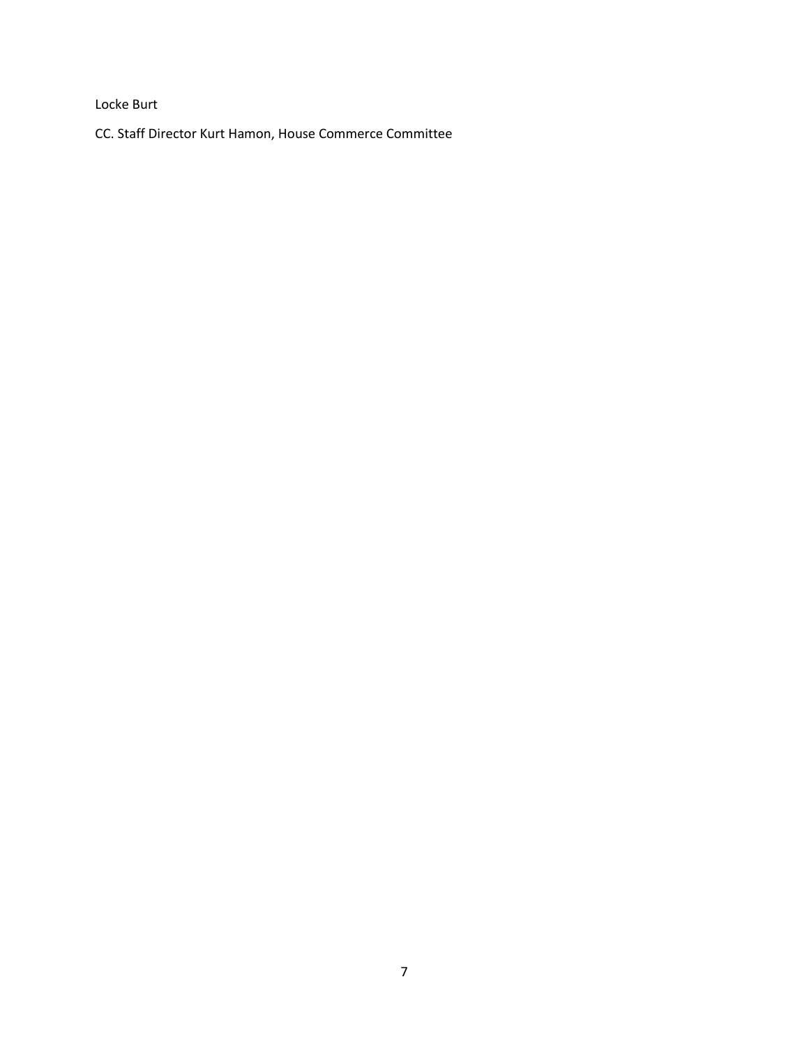Locke Burt

CC. Staff Director Kurt Hamon, House Commerce Committee